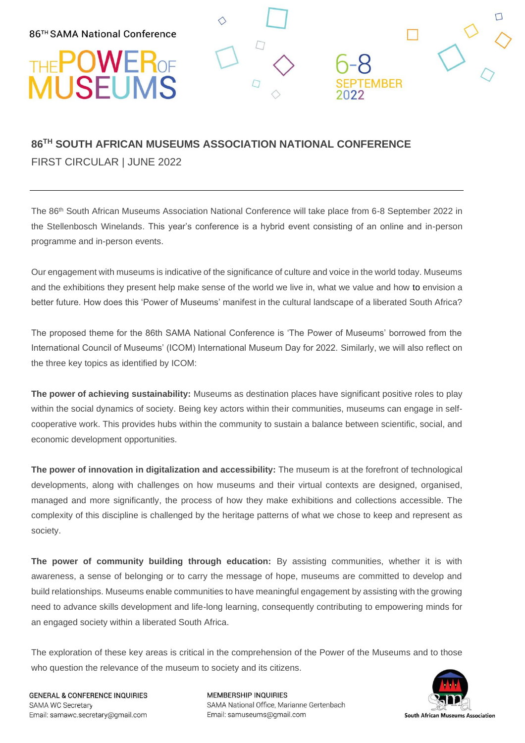86TH SAMA National Conference

THE POWER OF MUSEUMS

6-8 SEPTEMBER 2022

# 86TH SOUTH AFRICAN MUSEUMS ASSOCIATION NATIONAL CONFERENCE

FIRST CIRCULAR | JUNE 2022

---

The 86th South African Museums Association National Conference will take place from 6-8 September 2022 in the Stellenbosch Winelands. This year's conference is a hybrid event consisting of an online and in-person programme and in-person events.

Our engagement with museums is indicative of the significance of culture and voice in the world today. Museums and the exhibitions they present help make sense of the world we live in, what we value and how to envision a better future. How does this 'Power of Museums' manifest in the cultural landscape of a liberated South Africa?

The proposed theme for the 86th SAMA National Conference is 'The Power of Museums' borrowed from the International Council of Museums' (ICOM) International Museum Day for 2022. Similarly, we will also reflect on the three key topics as identified by ICOM:

**The power of achieving sustainability:** Museums as destination places have significant positive roles to play within the social dynamics of society. Being key actors within their communities, museums can engage in self-cooperative work. This provides hubs within the community to sustain a balance between scientific, social, and economic development opportunities.

**The power of innovation in digitalization and accessibility:** The museum is at the forefront of technological developments, along with challenges on how museums and their virtual contexts are designed, organised, managed and more significantly, the process of how they make exhibitions and collections accessible. The complexity of this discipline is challenged by the heritage patterns of what we chose to keep and represent as society.

**The power of community building through education:** By assisting communities, whether it is with awareness, a sense of belonging or to carry the message of hope, museums are committed to develop and build relationships. Museums enable communities to have meaningful engagement by assisting with the growing need to advance skills development and life-long learning, consequently contributing to empowering minds for an engaged society within a liberated South Africa.

The exploration of these key areas is critical in the comprehension of the Power of the Museums and to those who question the relevance of the museum to society and its citizens.

**GENERAL & CONFERENCE INQUIRIES**
SAMA WC Secretary
Email: samawc.secretary@gmail.com

**MEMBERSHIP INQUIRIES**
SAMA National Office, Marianne Gertenbach
Email: samuseums@gmail.com

South African Museums Association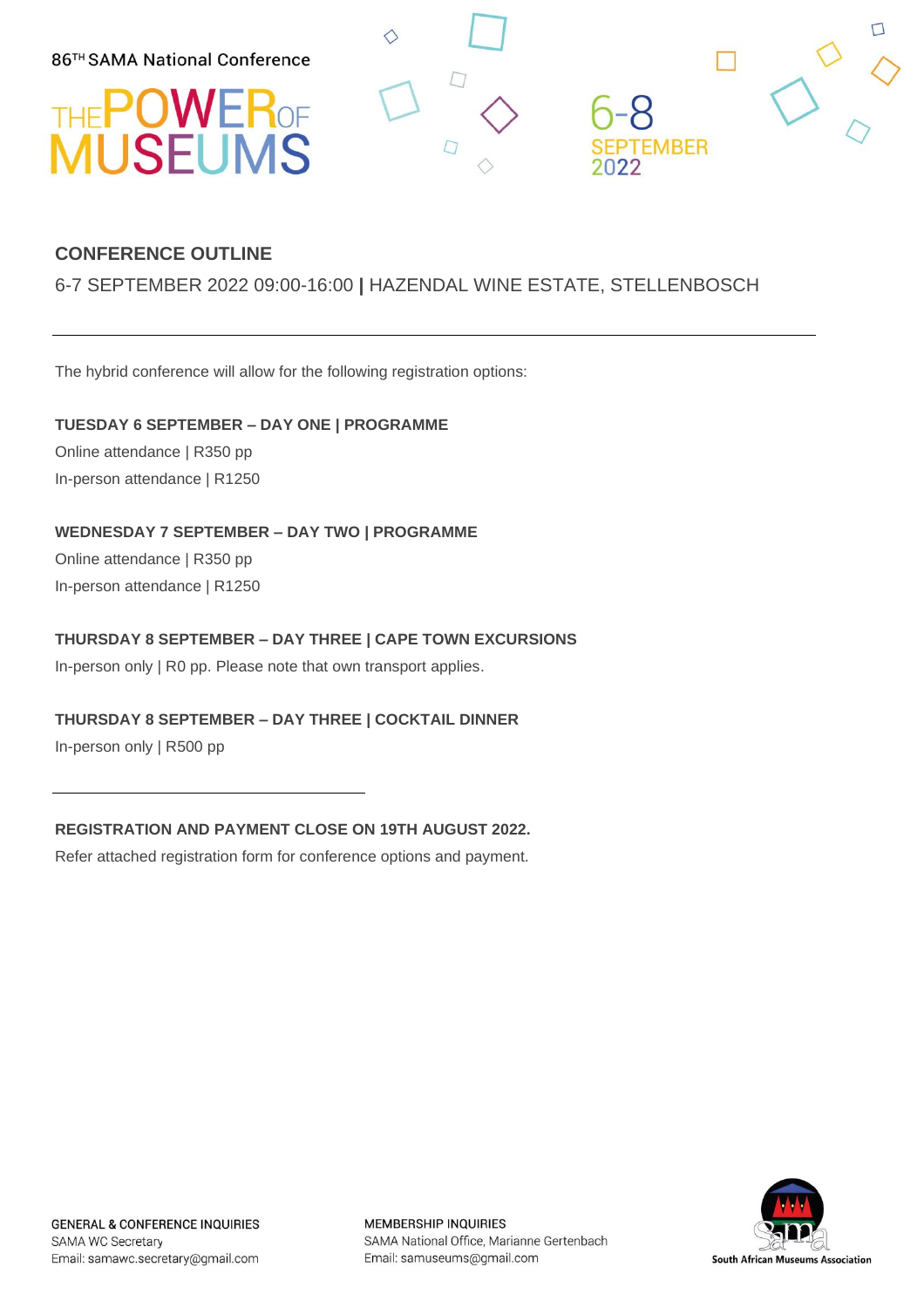86[TH] SAMA National Conference

# THE POWER OF MUSEUMS

6-8 SEPTEMBER 2022

## CONFERENCE OUTLINE

6-7 SEPTEMBER 2022 09:00-16:00 **|** HAZENDAL WINE ESTATE, STELLENBOSCH

---

The hybrid conference will allow for the following registration options:

**TUESDAY 6 SEPTEMBER – DAY ONE | PROGRAMME**

Online attendance | R350 pp

In-person attendance | R1250

**WEDNESDAY 7 SEPTEMBER – DAY TWO | PROGRAMME**

Online attendance | R350 pp

In-person attendance | R1250

**THURSDAY 8 SEPTEMBER – DAY THREE | CAPE TOWN EXCURSIONS**

In-person only | R0 pp. Please note that own transport applies.

**THURSDAY 8 SEPTEMBER – DAY THREE | COCKTAIL DINNER**

In-person only | R500 pp

---

**REGISTRATION AND PAYMENT CLOSE ON 19TH AUGUST 2022.**

Refer attached registration form for conference options and payment.

GENERAL & CONFERENCE INQUIRIES
SAMA WC Secretary
Email: samawc.secretary@gmail.com

MEMBERSHIP INQUIRIES
SAMA National Office, Marianne Gertenbach
Email: samuseums@gmail.com

South African Museums Association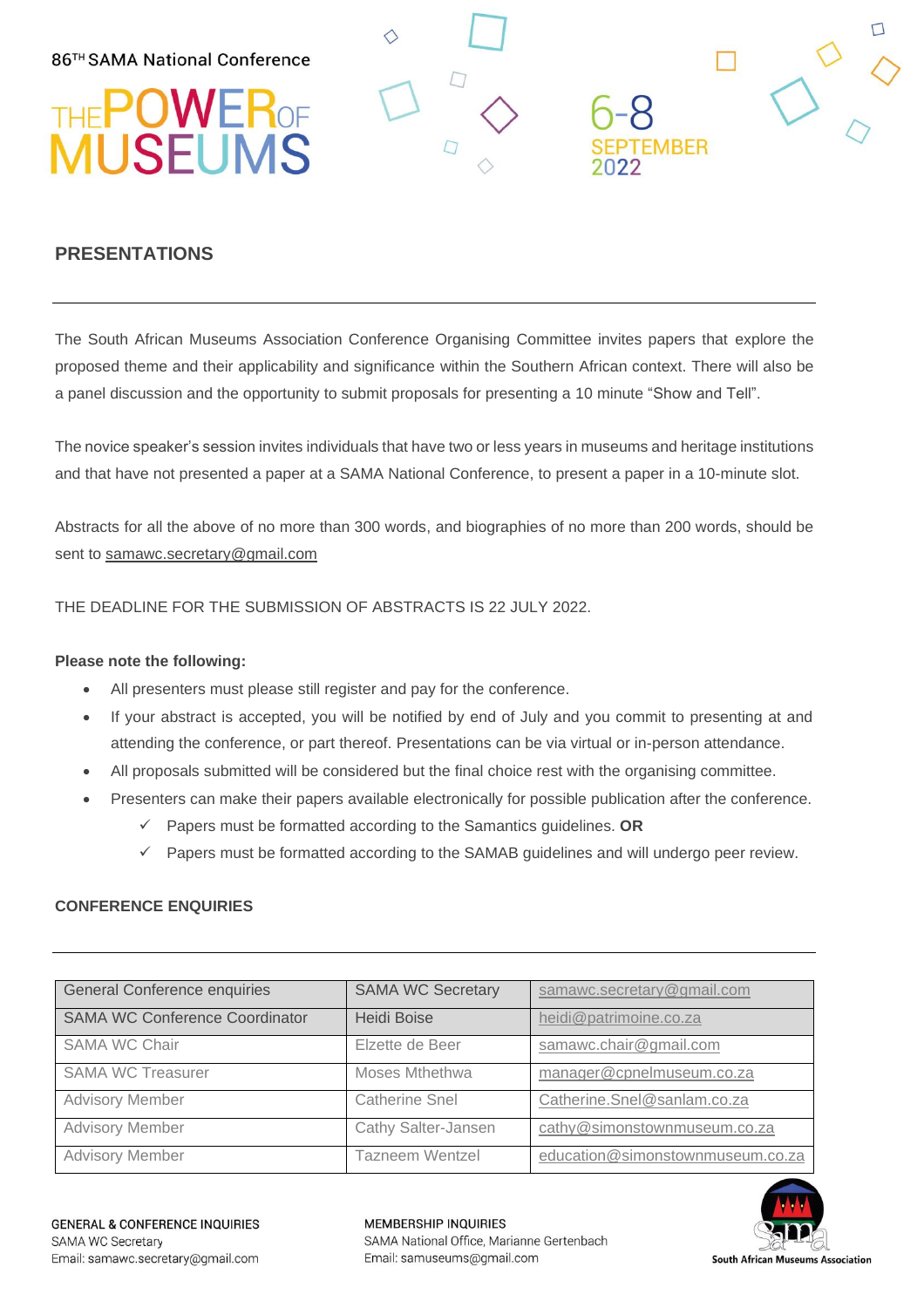86TH SAMA National Conference

THE POWER OF MUSEUMS

6-8 SEPTEMBER 2022

## PRESENTATIONS

The South African Museums Association Conference Organising Committee invites papers that explore the proposed theme and their applicability and significance within the Southern African context. There will also be a panel discussion and the opportunity to submit proposals for presenting a 10 minute "Show and Tell".

The novice speaker's session invites individuals that have two or less years in museums and heritage institutions and that have not presented a paper at a SAMA National Conference, to present a paper in a 10-minute slot.

Abstracts for all the above of no more than 300 words, and biographies of no more than 200 words, should be sent to samawc.secretary@gmail.com

THE DEADLINE FOR THE SUBMISSION OF ABSTRACTS IS 22 JULY 2022.

**Please note the following:**

- All presenters must please still register and pay for the conference.
- If your abstract is accepted, you will be notified by end of July and you commit to presenting at and attending the conference, or part thereof. Presentations can be via virtual or in-person attendance.
- All proposals submitted will be considered but the final choice rest with the organising committee.
- Presenters can make their papers available electronically for possible publication after the conference.
    - ✓ Papers must be formatted according to the Samantics guidelines. **OR**
    - ✓ Papers must be formatted according to the SAMAB guidelines and will undergo peer review.

### CONFERENCE ENQUIRIES

| | | |
|---|---|---|
| General Conference enquiries | SAMA WC Secretary | samawc.secretary@gmail.com |
| SAMA WC Conference Coordinator | Heidi Boise | heidi@patrimoine.co.za |
| SAMA WC Chair | Elzette de Beer | samawc.chair@gmail.com |
| SAMA WC Treasurer | Moses Mthethwa | manager@cpnelmuseum.co.za |
| Advisory Member | Catherine Snel | Catherine.Snel@sanlam.co.za |
| Advisory Member | Cathy Salter-Jansen | cathy@simonstownmuseum.co.za |
| Advisory Member | Tazneem Wentzel | education@simonstownmuseum.co.za |

**GENERAL & CONFERENCE INQUIRIES**
SAMA WC Secretary
Email: samawc.secretary@gmail.com

**MEMBERSHIP INQUIRIES**
SAMA National Office, Marianne Gertenbach
Email: samuseums@gmail.com

South African Museums Association